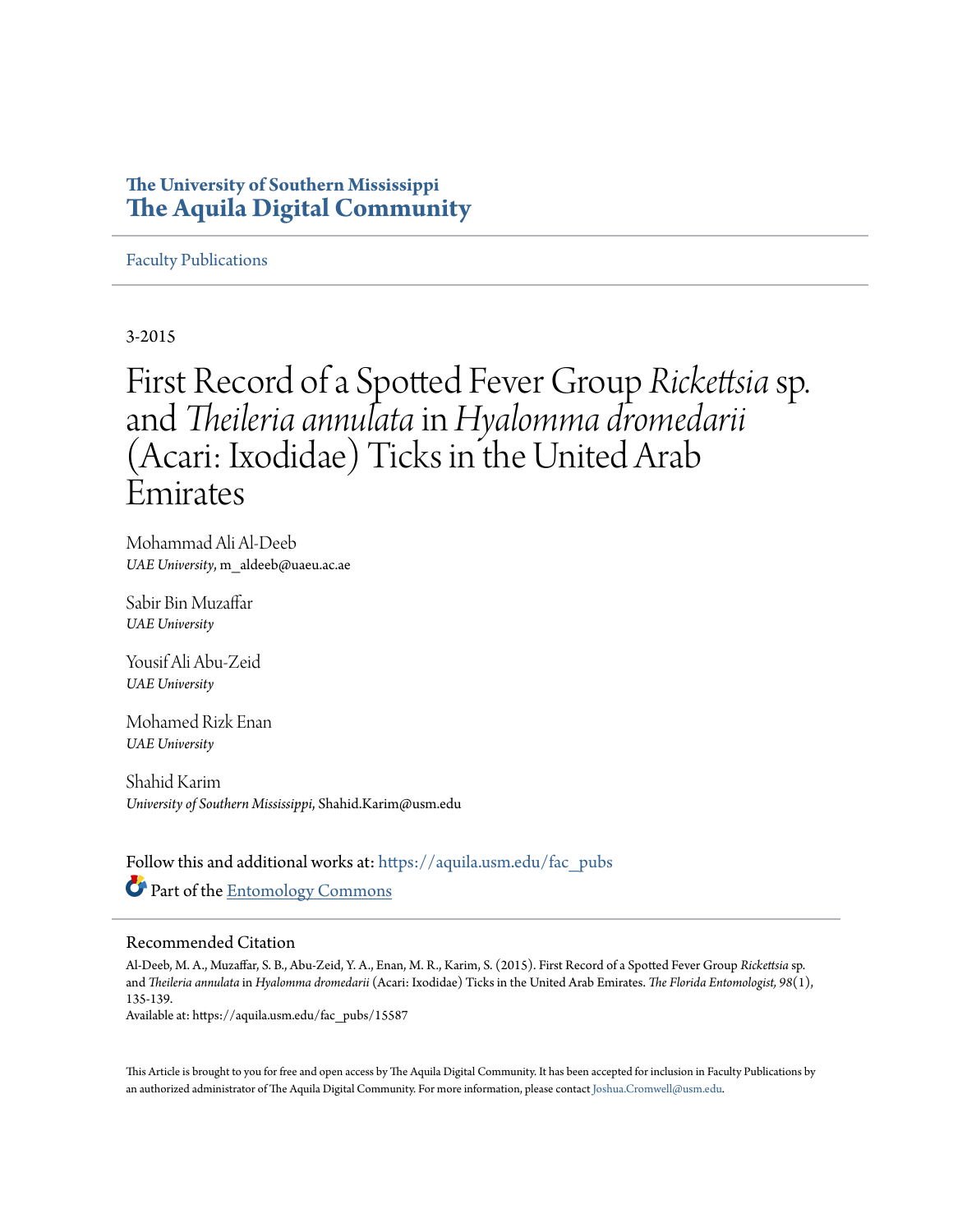The University of Southern Mississippi
**The Aquila Digital Community**

Faculty Publications

3-2015

# First Record of a Spotted Fever Group *Rickettsia* sp. and *Theileria annulata* in *Hyalomma dromedarii* (Acari: Ixodidae) Ticks in the United Arab Emirates

Mohammad Ali Al-Deeb
*UAE University*, m_aldeeb@uaeu.ac.ae

Sabir Bin Muzaffar
*UAE University*

Yousif Ali Abu-Zeid
*UAE University*

Mohamed Rizk Enan
*UAE University*

Shahid Karim
*University of Southern Mississippi*, Shahid.Karim@usm.edu

Follow this and additional works at: https://aquila.usm.edu/fac_pubs

Part of the Entomology Commons

## Recommended Citation

Al-Deeb, M. A., Muzaffar, S. B., Abu-Zeid, Y. A., Enan, M. R., Karim, S. (2015). First Record of a Spotted Fever Group *Rickettsia* sp. and *Theileria annulata* in *Hyalomma dromedarii* (Acari: Ixodidae) Ticks in the United Arab Emirates. *The Florida Entomologist, 98*(1), 135-139.
Available at: https://aquila.usm.edu/fac_pubs/15587

This Article is brought to you for free and open access by The Aquila Digital Community. It has been accepted for inclusion in Faculty Publications by an authorized administrator of The Aquila Digital Community. For more information, please contact Joshua.Cromwell@usm.edu.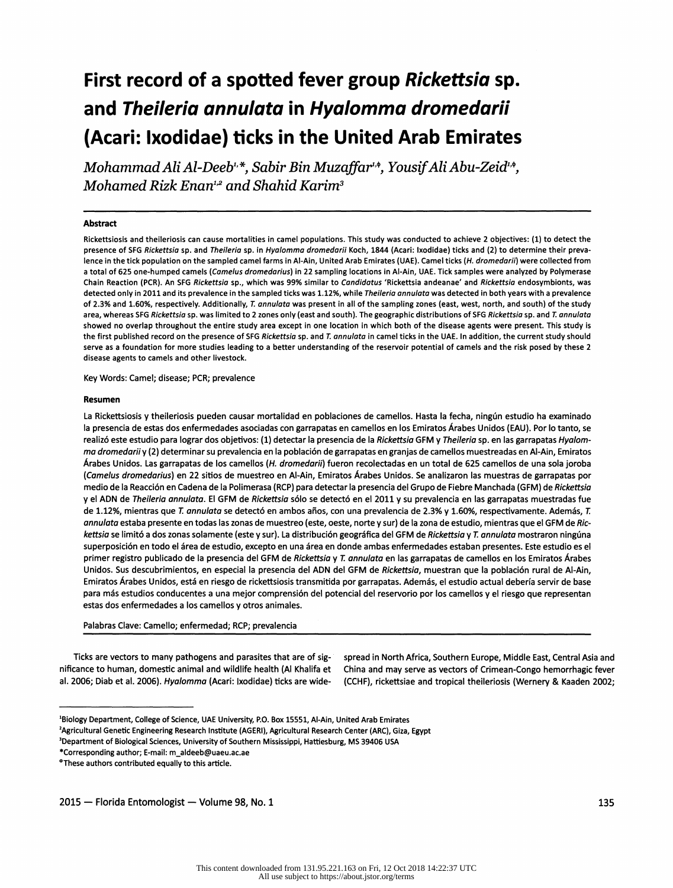# First record of a spotted fever group *Rickettsia* sp. and *Theileria annulata* in *Hyalomma dromedarii* (Acari: Ixodidae) ticks in the United Arab Emirates

*Mohammad Ali Al-Deeb*[1,*], *Sabir Bin Muzaffar*[1,ϕ], *Yousif Ali Abu-Zeid*[1,ϕ], *Mohamed Rizk Enan*[1,2] *and Shahid Karim*[3]

### Abstract

Rickettsiosis and theileriosis can cause mortalities in camel populations. This study was conducted to achieve 2 objectives: (1) to detect the presence of SFG *Rickettsia* sp. and *Theileria* sp. in *Hyalomma dromedarii* Koch, 1844 (Acari: Ixodidae) ticks and (2) to determine their prevalence in the tick population on the sampled camel farms in Al-Ain, United Arab Emirates (UAE). Camel ticks (*H. dromedarii*) were collected from a total of 625 one-humped camels (*Camelus dromedarius*) in 22 sampling locations in Al-Ain, UAE. Tick samples were analyzed by Polymerase Chain Reaction (PCR). An SFG *Rickettsia* sp., which was 99% similar to *Candidatus* 'Rickettsia andeanae' and *Rickettsia* endosymbionts, was detected only in 2011 and its prevalence in the sampled ticks was 1.12%, while *Theileria annulata* was detected in both years with a prevalence of 2.3% and 1.60%, respectively. Additionally, *T. annulata* was present in all of the sampling zones (east, west, north, and south) of the study area, whereas SFG *Rickettsia* sp. was limited to 2 zones only (east and south). The geographic distributions of SFG *Rickettsia* sp. and *T. annulata* showed no overlap throughout the entire study area except in one location in which both of the disease agents were present. This study is the first published record on the presence of SFG *Rickettsia* sp. and *T. annulata* in camel ticks in the UAE. In addition, the current study should serve as a foundation for more studies leading to a better understanding of the reservoir potential of camels and the risk posed by these 2 disease agents to camels and other livestock.

Key Words: Camel; disease; PCR; prevalence

### Resumen

La Rickettsiosis y theileriosis pueden causar mortalidad en poblaciones de camellos. Hasta la fecha, ningún estudio ha examinado la presencia de estas dos enfermedades asociadas con garrapatas en camellos en los Emiratos Árabes Unidos (EAU). Por lo tanto, se realizó este estudio para lograr dos objetivos: (1) detectar la presencia de la *Rickettsia* GFM y *Theileria* sp. en las garrapatas *Hyalomma dromedarii* y (2) determinar su prevalencia en la población de garrapatas en granjas de camellos muestreadas en Al-Ain, Emiratos Árabes Unidos. Las garrapatas de los camellos (*H. dromedarii*) fueron recolectadas en un total de 625 camellos de una sola joroba (*Camelus dromedarius*) en 22 sitios de muestreo en Al-Ain, Emiratos Árabes Unidos. Se analizaron las muestras de garrapatas por medio de la Reacción en Cadena de la Polimerasa (RCP) para detectar la presencia del Grupo de Fiebre Manchada (GFM) de *Rickettsia* y el ADN de *Theileria annulata*. El GFM de *Rickettsia* sólo se detectó en el 2011 y su prevalencia en las garrapatas muestradas fue de 1.12%, mientras que *T. annulata* se detectó en ambos años, con una prevalencia de 2.3% y 1.60%, respectivamente. Además, *T. annulata* estaba presente en todas las zonas de muestreo (este, oeste, norte y sur) de la zona de estudio, mientras que el GFM de *Rickettsia* se limitó a dos zonas solamente (este y sur). La distribución geográfica del GFM de *Rickettsia* y *T. annulata* mostraron ningúna superposición en todo el área de estudio, excepto en una área en donde ambas enfermedades estaban presentes. Este estudio es el primer registro publicado de la presencia del GFM de *Rickettsia* y *T. annulata* en las garrapatas de camellos en los Emiratos Árabes Unidos. Sus descubrimientos, en especial la presencia del ADN del GFM de *Rickettsia*, muestran que la población rural de Al-Ain, Emiratos Árabes Unidos, está en riesgo de rickettsiosis transmitida por garrapatas. Además, el estudio actual debería servir de base para más estudios conducentes a una mejor comprensión del potencial del reservorio por los camellos y el riesgo que representan estas dos enfermedades a los camellos y otros animales.

Palabras Clave: Camello; enfermedad; RCP; prevalencia

Ticks are vectors to many pathogens and parasites that are of significance to human, domestic animal and wildlife health (Al Khalifa et al. 2006; Diab et al. 2006). *Hyalomma* (Acari: Ixodidae) ticks are widespread in North Africa, Southern Europe, Middle East, Central Asia and China and may serve as vectors of Crimean-Congo hemorrhagic fever (CCHF), rickettsiae and tropical theileriosis (Wernery & Kaaden 2002;

[1]Biology Department, College of Science, UAE University, P.O. Box 15551, Al-Ain, United Arab Emirates

[2]Agricultural Genetic Engineering Research Institute (AGERI), Agricultural Research Center (ARC), Giza, Egypt

[3]Department of Biological Sciences, University of Southern Mississippi, Hattiesburg, MS 39406 USA

*Corresponding author; E-mail: m_aldeeb@uaeu.ac.ae

ϕThese authors contributed equally to this article.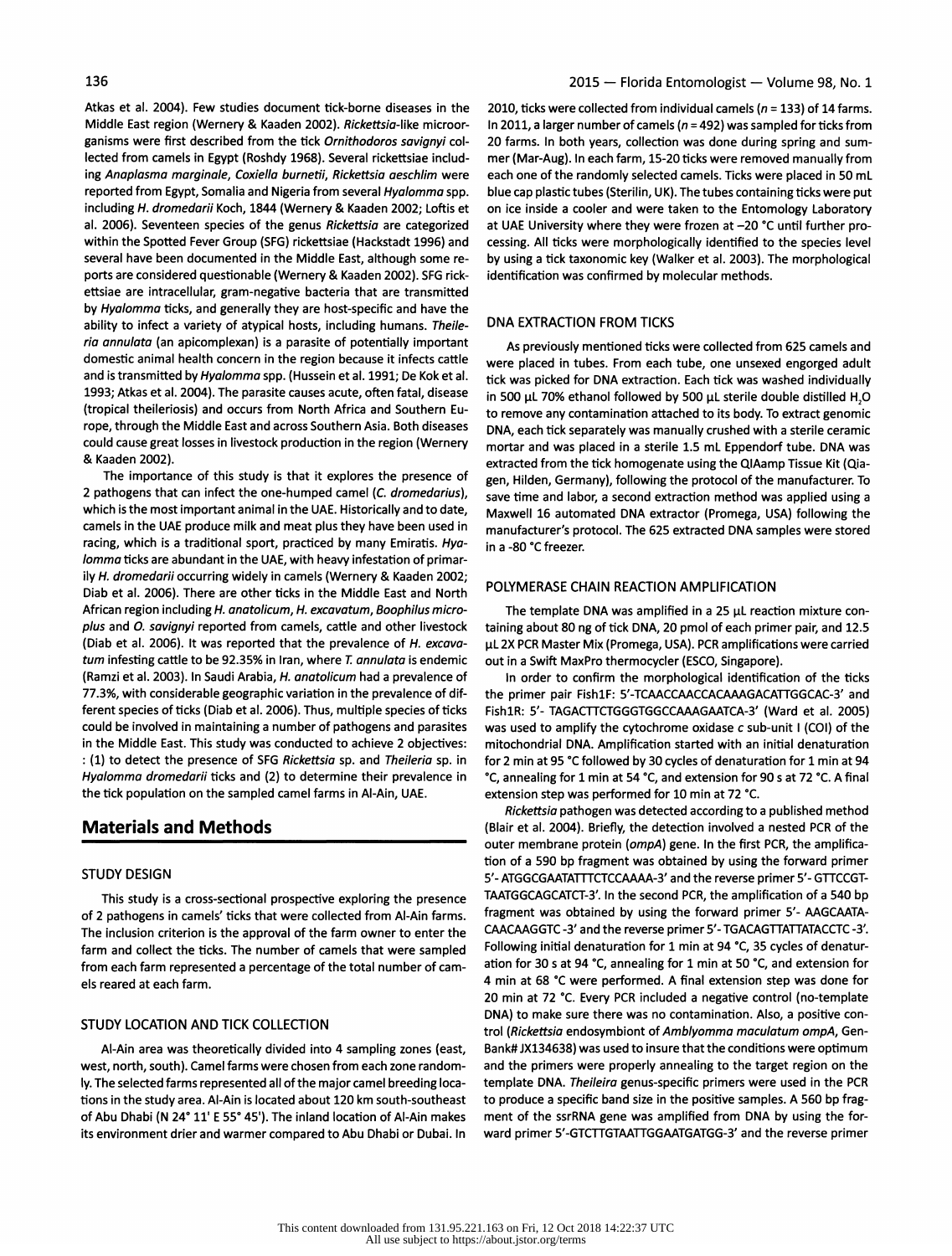Atkas et al. 2004). Few studies document tick-borne diseases in the Middle East region (Wernery & Kaaden 2002). *Rickettsia*-like microorganisms were first described from the tick *Ornithodoros savignyi* collected from camels in Egypt (Roshdy 1968). Several rickettsiae including *Anaplasma marginale*, *Coxiella burnetii*, *Rickettsia aeschlim* were reported from Egypt, Somalia and Nigeria from several *Hyalomma* spp. including *H. dromedarii* Koch, 1844 (Wernery & Kaaden 2002; Loftis et al. 2006). Seventeen species of the genus *Rickettsia* are categorized within the Spotted Fever Group (SFG) rickettsiae (Hackstadt 1996) and several have been documented in the Middle East, although some reports are considered questionable (Wernery & Kaaden 2002). SFG rickettsiae are intracellular, gram-negative bacteria that are transmitted by *Hyalomma* ticks, and generally they are host-specific and have the ability to infect a variety of atypical hosts, including humans. *Theileria annulata* (an apicomplexan) is a parasite of potentially important domestic animal health concern in the region because it infects cattle and is transmitted by *Hyalomma* spp. (Hussein et al. 1991; De Kok et al. 1993; Atkas et al. 2004). The parasite causes acute, often fatal, disease (tropical theileriosis) and occurs from North Africa and Southern Europe, through the Middle East and across Southern Asia. Both diseases could cause great losses in livestock production in the region (Wernery & Kaaden 2002).

The importance of this study is that it explores the presence of 2 pathogens that can infect the one-humped camel (*C. dromedarius*), which is the most important animal in the UAE. Historically and to date, camels in the UAE produce milk and meat plus they have been used in racing, which is a traditional sport, practiced by many Emiratis. *Hyalomma* ticks are abundant in the UAE, with heavy infestation of primarily *H. dromedarii* occurring widely in camels (Wernery & Kaaden 2002; Diab et al. 2006). There are other ticks in the Middle East and North African region including *H. anatolicum*, *H. excavatum*, *Boophilus microplus* and *O. savignyi* reported from camels, cattle and other livestock (Diab et al. 2006). It was reported that the prevalence of *H. excavatum* infesting cattle to be 92.35% in Iran, where *T. annulata* is endemic (Ramzi et al. 2003). In Saudi Arabia, *H. anatolicum* had a prevalence of 77.3%, with considerable geographic variation in the prevalence of different species of ticks (Diab et al. 2006). Thus, multiple species of ticks could be involved in maintaining a number of pathogens and parasites in the Middle East. This study was conducted to achieve 2 objectives: : (1) to detect the presence of SFG *Rickettsia* sp. and *Theileria* sp. in *Hyalomma dromedarii* ticks and (2) to determine their prevalence in the tick population on the sampled camel farms in Al-Ain, UAE.

## Materials and Methods

### STUDY DESIGN

This study is a cross-sectional prospective exploring the presence of 2 pathogens in camels' ticks that were collected from Al-Ain farms. The inclusion criterion is the approval of the farm owner to enter the farm and collect the ticks. The number of camels that were sampled from each farm represented a percentage of the total number of camels reared at each farm.

### STUDY LOCATION AND TICK COLLECTION

Al-Ain area was theoretically divided into 4 sampling zones (east, west, north, south). Camel farms were chosen from each zone randomly. The selected farms represented all of the major camel breeding locations in the study area. Al-Ain is located about 120 km south-southeast of Abu Dhabi (N 24° 11' E 55° 45'). The inland location of Al-Ain makes its environment drier and warmer compared to Abu Dhabi or Dubai. In 2010, ticks were collected from individual camels (*n* = 133) of 14 farms. In 2011, a larger number of camels (*n* = 492) was sampled for ticks from 20 farms. In both years, collection was done during spring and summer (Mar-Aug). In each farm, 15-20 ticks were removed manually from each one of the randomly selected camels. Ticks were placed in 50 mL blue cap plastic tubes (Sterilin, UK). The tubes containing ticks were put on ice inside a cooler and were taken to the Entomology Laboratory at UAE University where they were frozen at −20 °C until further processing. All ticks were morphologically identified to the species level by using a tick taxonomic key (Walker et al. 2003). The morphological identification was confirmed by molecular methods.

### DNA EXTRACTION FROM TICKS

As previously mentioned ticks were collected from 625 camels and were placed in tubes. From each tube, one unsexed engorged adult tick was picked for DNA extraction. Each tick was washed individually in 500 µL 70% ethanol followed by 500 µL sterile double distilled $H_2O$ to remove any contamination attached to its body. To extract genomic DNA, each tick separately was manually crushed with a sterile ceramic mortar and was placed in a sterile 1.5 mL Eppendorf tube. DNA was extracted from the tick homogenate using the QIAamp Tissue Kit (Qiagen, Hilden, Germany), following the protocol of the manufacturer. To save time and labor, a second extraction method was applied using a Maxwell 16 automated DNA extractor (Promega, USA) following the manufacturer's protocol. The 625 extracted DNA samples were stored in a -80 °C freezer.

### POLYMERASE CHAIN REACTION AMPLIFICATION

The template DNA was amplified in a 25 µL reaction mixture containing about 80 ng of tick DNA, 20 pmol of each primer pair, and 12.5 µL 2X PCR Master Mix (Promega, USA). PCR amplifications were carried out in a Swift MaxPro thermocycler (ESCO, Singapore).

In order to confirm the morphological identification of the ticks the primer pair Fish1F: 5'-TCAACCAACCACAAAGACATTGGCAC-3' and Fish1R: 5'- TAGACTTCTGGGTGGCCAAAGAATCA-3' (Ward et al. 2005) was used to amplify the cytochrome oxidase *c* sub-unit I (COI) of the mitochondrial DNA. Amplification started with an initial denaturation for 2 min at 95 °C followed by 30 cycles of denaturation for 1 min at 94 °C, annealing for 1 min at 54 °C, and extension for 90 s at 72 °C. A final extension step was performed for 10 min at 72 °C.

*Rickettsia* pathogen was detected according to a published method (Blair et al. 2004). Briefly, the detection involved a nested PCR of the outer membrane protein (*ompA*) gene. In the first PCR, the amplification of a 590 bp fragment was obtained by using the forward primer 5'- ATGGCGAATATTTCTCCAAAA-3' and the reverse primer 5'- GTTCCGTTAATGGCAGCATCT-3'. In the second PCR, the amplification of a 540 bp fragment was obtained by using the forward primer 5'- AAGCAATACAACAAGGTC -3' and the reverse primer 5'- TGACAGTTATTATACCTC -3'. Following initial denaturation for 1 min at 94 °C, 35 cycles of denaturation for 30 s at 94 °C, annealing for 1 min at 50 °C, and extension for 4 min at 68 °C were performed. A final extension step was done for 20 min at 72 °C. Every PCR included a negative control (no-template DNA) to make sure there was no contamination. Also, a positive control (*Rickettsia* endosymbiont of *Amblyomma maculatum ompA*, GenBank# JX134638) was used to insure that the conditions were optimum and the primers were properly annealing to the target region on the template DNA. *Theileira* genus-specific primers were used in the PCR to produce a specific band size in the positive samples. A 560 bp fragment of the ssrRNA gene was amplified from DNA by using the forward primer 5'-GTCTTGTAATTGGAATGATGG-3' and the reverse primer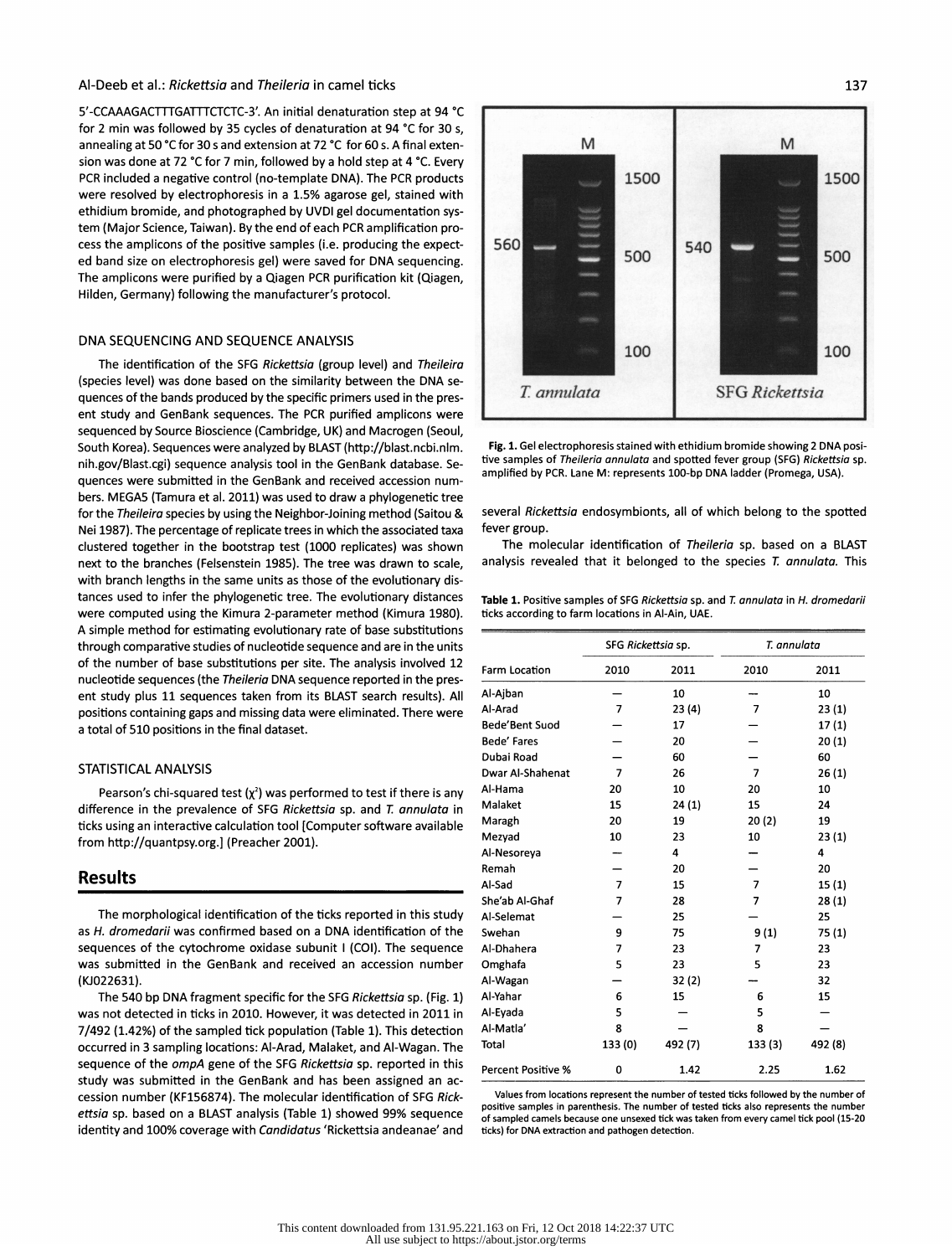5'-CCAAAGACTTTGATTTCTCTC-3'. An initial denaturation step at 94 °C for 2 min was followed by 35 cycles of denaturation at 94 °C for 30 s, annealing at 50 °C for 30 s and extension at 72 °C for 60 s. A final extension was done at 72 °C for 7 min, followed by a hold step at 4 °C. Every PCR included a negative control (no-template DNA). The PCR products were resolved by electrophoresis in a 1.5% agarose gel, stained with ethidium bromide, and photographed by UVDI gel documentation system (Major Science, Taiwan). By the end of each PCR amplification process the amplicons of the positive samples (i.e. producing the expected band size on electrophoresis gel) were saved for DNA sequencing. The amplicons were purified by a Qiagen PCR purification kit (Qiagen, Hilden, Germany) following the manufacturer's protocol.

### DNA SEQUENCING AND SEQUENCE ANALYSIS

The identification of the SFG *Rickettsia* (group level) and *Theileira* (species level) was done based on the similarity between the DNA sequences of the bands produced by the specific primers used in the present study and GenBank sequences. The PCR purified amplicons were sequenced by Source Bioscience (Cambridge, UK) and Macrogen (Seoul, South Korea). Sequences were analyzed by BLAST (http://blast.ncbi.nlm.nih.gov/Blast.cgi) sequence analysis tool in the GenBank database. Sequences were submitted in the GenBank and received accession numbers. MEGA5 (Tamura et al. 2011) was used to draw a phylogenetic tree for the *Theileria* species by using the Neighbor-Joining method (Saitou & Nei 1987). The percentage of replicate trees in which the associated taxa clustered together in the bootstrap test (1000 replicates) was shown next to the branches (Felsenstein 1985). The tree was drawn to scale, with branch lengths in the same units as those of the evolutionary distances used to infer the phylogenetic tree. The evolutionary distances were computed using the Kimura 2-parameter method (Kimura 1980). A simple method for estimating evolutionary rate of base substitutions through comparative studies of nucleotide sequence and are in the units of the number of base substitutions per site. The analysis involved 12 nucleotide sequences (the *Theileria* DNA sequence reported in the present study plus 11 sequences taken from its BLAST search results). All positions containing gaps and missing data were eliminated. There were a total of 510 positions in the final dataset.

### STATISTICAL ANALYSIS

Pearson's chi-squared test ($\chi^2$) was performed to test if there is any difference in the prevalence of SFG *Rickettsia* sp. and *T. annulata* in ticks using an interactive calculation tool [Computer software available from http://quantpsy.org.] (Preacher 2001).

## Results

The morphological identification of the ticks reported in this study as *H. dromedarii* was confirmed based on a DNA identification of the sequences of the cytochrome oxidase subunit I (COI). The sequence was submitted in the GenBank and received an accession number (KJ022631).

The 540 bp DNA fragment specific for the SFG *Rickettsia* sp. (Fig. 1) was not detected in ticks in 2010. However, it was detected in 2011 in 7/492 (1.42%) of the sampled tick population (Table 1). This detection occurred in 3 sampling locations: Al-Arad, Malaket, and Al-Wagan. The sequence of the *ompA* gene of the SFG *Rickettsia* sp. reported in this study was submitted in the GenBank and has been assigned an accession number (KF156874). The molecular identification of SFG *Rickettsia* sp. based on a BLAST analysis (Table 1) showed 99% sequence identity and 100% coverage with *Candidatus* 'Rickettsia andeanae' and several *Rickettsia* endosymbionts, all of which belong to the spotted fever group.

**Fig. 1.** Gel electrophoresis stained with ethidium bromide showing 2 DNA positive samples of *Theileria annulata* and spotted fever group (SFG) *Rickettsia* sp. amplified by PCR. Lane M: represents 100-bp DNA ladder (Promega, USA).

The molecular identification of *Theileria* sp. based on a BLAST analysis revealed that it belonged to the species *T. annulata*. This

**Table 1.** Positive samples of SFG *Rickettsia* sp. and *T. annulata* in *H. dromedarii* ticks according to farm locations in Al-Ain, UAE.

| Farm Location | SFG *Rickettsia* sp. | | *T. annulata* | |
|---|---|---|---|---|
| | 2010 | 2011 | 2010 | 2011 |
| Al-Ajban | — | 10 | — | 10 |
| Al-Arad | 7 | 23 (4) | 7 | 23 (1) |
| Bede'Bent Suod | — | 17 | — | 17 (1) |
| Bede' Fares | — | 20 | — | 20 (1) |
| Dubai Road | — | 60 | — | 60 |
| Dwar Al-Shahenat | 7 | 26 | 7 | 26 (1) |
| Al-Hama | 20 | 10 | 20 | 10 |
| Malaket | 15 | 24 (1) | 15 | 24 |
| Maragh | 20 | 19 | 20 (2) | 19 |
| Mezyad | 10 | 23 | 10 | 23 (1) |
| Al-Nesoreya | — | 4 | — | 4 |
| Remah | — | 20 | — | 20 |
| Al-Sad | 7 | 15 | 7 | 15 (1) |
| She'ab Al-Ghaf | 7 | 28 | 7 | 28 (1) |
| Al-Selemat | — | 25 | — | 25 |
| Swehan | 9 | 75 | 9 (1) | 75 (1) |
| Al-Dhahera | 7 | 23 | 7 | 23 |
| Omghafa | 5 | 23 | 5 | 23 |
| Al-Wagan | — | 32 (2) | — | 32 |
| Al-Yahar | 6 | 15 | 6 | 15 |
| Al-Eyada | 5 | — | 5 | — |
| Al-Matla' | 8 | — | 8 | — |
| Total | 133 (0) | 492 (7) | 133 (3) | 492 (8) |
| Percent Positive % | 0 | 1.42 | 2.25 | 1.62 |

Values from locations represent the number of tested ticks followed by the number of positive samples in parenthesis. The number of tested ticks also represents the number of sampled camels because one unsexed tick was taken from every camel tick pool (15-20 ticks) for DNA extraction and pathogen detection.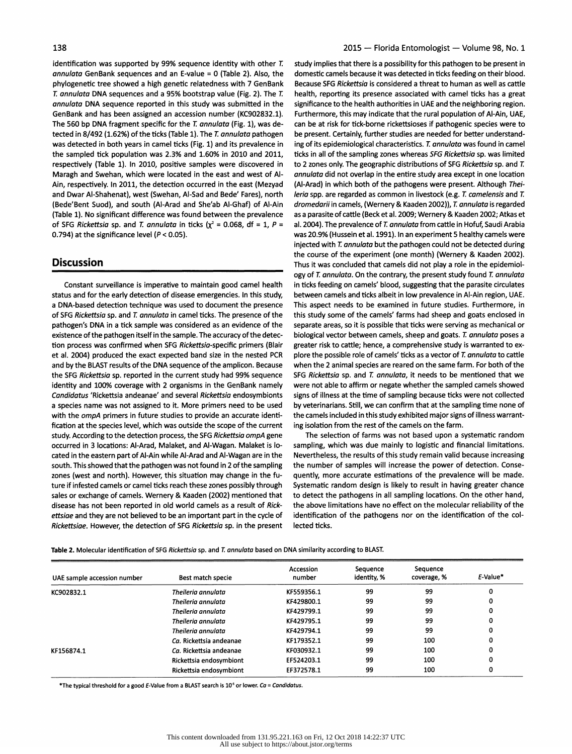identification was supported by 99% sequence identity with other *T. annulata* GenBank sequences and an E-value = 0 (Table 2). Also, the phylogenetic tree showed a high genetic relatedness with 7 GenBank *T. annulata* DNA sequences and a 95% bootstrap value (Fig. 2). The *T. annulata* DNA sequence reported in this study was submitted in the GenBank and has been assigned an accession number (KC902832.1). The 560 bp DNA fragment specific for the *T. annulata* (Fig. 1), was detected in 8/492 (1.62%) of the ticks (Table 1). The *T. annulata* pathogen was detected in both years in camel ticks (Fig. 1) and its prevalence in the sampled tick population was 2.3% and 1.60% in 2010 and 2011, respectively (Table 1). In 2010, positive samples were discovered in Maragh and Swehan, which were located in the east and west of Al-Ain, respectively. In 2011, the detection occurred in the east (Mezyad and Dwar Al-Shahenat), west (Swehan, Al-Sad and Bede' Fares), north (Bede'Bent Suod), and south (Al-Arad and She'ab Al-Ghaf) of Al-Ain (Table 1). No significant difference was found between the prevalence of SFG *Rickettsia* sp. and *T. annulata* in ticks ($\chi^2$ = 0.068, df = 1, $P$ = 0.794) at the significance level ($P < 0.05$).

## Discussion

Constant surveillance is imperative to maintain good camel health status and for the early detection of disease emergencies. In this study, a DNA-based detection technique was used to document the presence of SFG *Rickettsia* sp. and *T. annulata* in camel ticks. The presence of the pathogen's DNA in a tick sample was considered as an evidence of the existence of the pathogen itself in the sample. The accuracy of the detection process was confirmed when SFG *Rickettsia*-specific primers (Blair et al. 2004) produced the exact expected band size in the nested PCR and by the BLAST results of the DNA sequence of the amplicon. Because the SFG *Rickettsia* sp. reported in the current study had 99% sequence identity and 100% coverage with 2 organisms in the GenBank namely *Candidatus* 'Rickettsia andeanae' and several *Rickettsia* endosymbionts a species name was not assigned to it. More primers need to be used with the *ompA* primers in future studies to provide an accurate identification at the species level, which was outside the scope of the current study. According to the detection process, the SFG *Rickettsia ompA* gene occurred in 3 locations: Al-Arad, Malaket, and Al-Wagan. Malaket is located in the eastern part of Al-Ain while Al-Arad and Al-Wagan are in the south. This showed that the pathogen was not found in 2 of the sampling zones (west and north). However, this situation may change in the future if infested camels or camel ticks reach these zones possibly through sales or exchange of camels. Wernery & Kaaden (2002) mentioned that disease has not been reported in old world camels as a result of *Rickettsiae* and they are not believed to be an important part in the cycle of *Rickettsiae*. However, the detection of SFG *Rickettsia* sp. in the present study implies that there is a possibility for this pathogen to be present in domestic camels because it was detected in ticks feeding on their blood. Because SFG *Rickettsia* is considered a threat to human as well as cattle health, reporting its presence associated with camel ticks has a great significance to the health authorities in UAE and the neighboring region. Furthermore, this may indicate that the rural population of Al-Ain, UAE, can be at risk for tick-borne rickettsioses if pathogenic species were to be present. Certainly, further studies are needed for better understanding of its epidemiological characteristics. *T. annulata* was found in camel ticks in all of the sampling zones whereas *SFG Rickettsia* sp. was limited to 2 zones only. The geographic distributions of SFG *Rickettsia* sp. and *T. annulata* did not overlap in the entire study area except in one location (Al-Arad) in which both of the pathogens were present. Although *Theileria* spp. are regarded as common in livestock (e.g. *T. camelensis* and *T. dromedarii* in camels, (Wernery & Kaaden 2002)), *T. annulata* is regarded as a parasite of cattle (Beck et al. 2009; Wernery & Kaaden 2002; Atkas et al. 2004). The prevalence of *T. annulata* from cattle in Hofuf, Saudi Arabia was 20.9% (Hussein et al. 1991). In an experiment 5 healthy camels were injected with *T. annulata* but the pathogen could not be detected during the course of the experiment (one month) (Wernery & Kaaden 2002). Thus it was concluded that camels did not play a role in the epidemiology of *T. annulata*. On the contrary, the present study found *T. annulata* in ticks feeding on camels' blood, suggesting that the parasite circulates between camels and ticks albeit in low prevalence in Al-Ain region, UAE. This aspect needs to be examined in future studies. Furthermore, in this study some of the camels' farms had sheep and goats enclosed in separate areas, so it is possible that ticks were serving as mechanical or biological vector between camels, sheep and goats. *T. annulata* poses a greater risk to cattle; hence, a comprehensive study is warranted to explore the possible role of camels' ticks as a vector of *T. annulata* to cattle when the 2 animal species are reared on the same farm. For both of the SFG *Rickettsia* sp. and *T. annulata*, it needs to be mentioned that we were not able to affirm or negate whether the sampled camels showed signs of illness at the time of sampling because ticks were not collected by veterinarians. Still, we can confirm that at the sampling time none of the camels included in this study exhibited major signs of illness warranting isolation from the rest of the camels on the farm.

The selection of farms was not based upon a systematic random sampling, which was due mainly to logistic and financial limitations. Nevertheless, the results of this study remain valid because increasing the number of samples will increase the power of detection. Consequently, more accurate estimations of the prevalence will be made. Systematic random design is likely to result in having greater chance to detect the pathogens in all sampling locations. On the other hand, the above limitations have no effect on the molecular reliability of the identification of the pathogens nor on the identification of the collected ticks.

**Table 2.** Molecular identification of SFG *Rickettsia* sp. and *T. annulata* based on DNA similarity according to BLAST.

| UAE sample accession number | Best match specie | Accession number | Sequence identity, % | Sequence coverage, % | *E*-Value* |
|---|---|---|---|---|---|
| KC902832.1 | *Theileria annulata* | KF559356.1 | 99 | 99 | 0 |
| | *Theileria annulata* | KF429800.1 | 99 | 99 | 0 |
| | *Theileria annulata* | KF429799.1 | 99 | 99 | 0 |
| | *Theileria annulata* | KF429795.1 | 99 | 99 | 0 |
| | *Theileria annulata* | KF429794.1 | 99 | 99 | 0 |
| | *Ca.* Rickettsia andeanae | KF179352.1 | 99 | 100 | 0 |
| KF156874.1 | *Ca.* Rickettsia andeanae | KF030932.1 | 99 | 100 | 0 |
| | Rickettsia endosymbiont | EF524203.1 | 99 | 100 | 0 |
| | Rickettsia endosymbiont | EF372578.1 | 99 | 100 | 0 |

*The typical threshold for a good *E*-Value from a BLAST search is $10^{-5}$ or lower. *Ca* = *Candidatus*.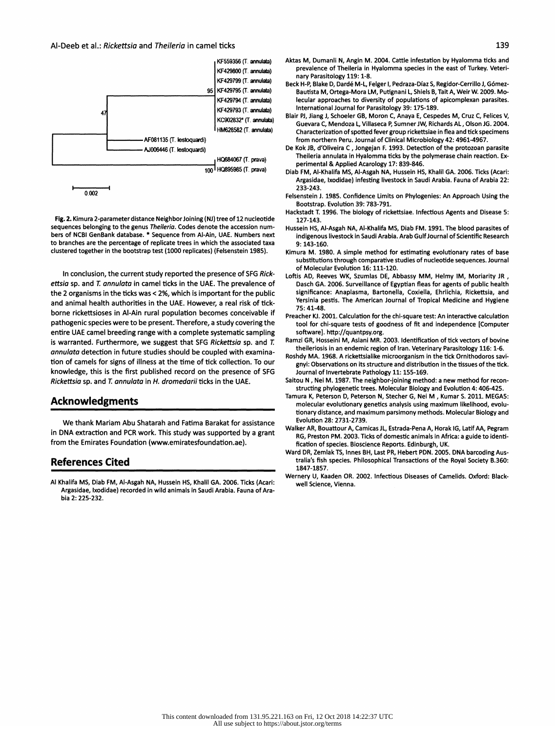KF559356 (T. annulata)
KF429800 (T. annulata)
KF429799 (T. annulata)
95
KF429795 (T. annulata)
KF429794 (T. annulata)
47
KF429793 (T. annulata)
KC902832* (T. annulata)
HM628582 (T. annulata)
AF081135 (T. lestoquardi)
AJ006446 (T. lestoquardi)
HQ684067 (T. prava)
100
HQ895985 (T. prava)
0.002

**Fig. 2.** Kimura 2-parameter distance Neighbor Joining (NJ) tree of 12 nucleotide sequences belonging to the genus *Theileria*. Codes denote the accession numbers of NCBI GenBank database. * Sequence from Al-Ain, UAE. Numbers next to branches are the percentage of replicate trees in which the associated taxa clustered together in the bootstrap test (1000 replicates) (Felsenstein 1985).

In conclusion, the current study reported the presence of SFG *Rickettsia* sp. and *T. annulata* in camel ticks in the UAE. The prevalence of the 2 organisms in the ticks was < 2%, which is important for the public and animal health authorities in the UAE. However, a real risk of tick-borne rickettsioses in Al-Ain rural population becomes conceivable if pathogenic species were to be present. Therefore, a study covering the entire UAE camel breeding range with a complete systematic sampling is warranted. Furthermore, we suggest that SFG *Rickettsia* sp. and *T. annulata* detection in future studies should be coupled with examination of camels for signs of illness at the time of tick collection. To our knowledge, this is the first published record on the presence of SFG *Rickettsia* sp. and *T. annulata* in *H. dromedarii* ticks in the UAE.

## Acknowledgments

We thank Mariam Abu Shatarah and Fatima Barakat for assistance in DNA extraction and PCR work. This study was supported by a grant from the Emirates Foundation (www.emiratesfoundation.ae).

## References Cited

Al Khalifa MS, Diab FM, Al-Asgah NA, Hussein HS, Khalil GA. 2006. Ticks (Acari: Argasidae, Ixodidae) recorded in wild animals in Saudi Arabia. Fauna of Arabia 2: 225-232.

Aktas M, Dumanli N, Angin M. 2004. Cattle infestation by Hyalomma ticks and prevalence of Theileria in Hyalomma species in the east of Turkey. Veterinary Parasitology 119: 1-8.

Beck H-P, Blake D, Dardé M-L, Felger I, Pedraza-Díaz S, Regidor-Cerrillo J, Gómez-Bautista M, Ortega-Mora LM, Putignani L, Shiels B, Tait A, Weir W. 2009. Molecular approaches to diversity of populations of apicomplexan parasites. International Journal for Parasitology 39: 175-189.

Blair PJ, Jiang J, Schoeler GB, Moron C, Anaya E, Cespedes M, Cruz C, Felices V, Guevara C, Mendoza L, Villaseca P, Sumner JW, Richards AL, Olson JG. 2004. Characterization of spotted fever group rickettsiae in flea and tick specimens from northern Peru. Journal of Clinical Microbiology 42: 4961-4967.

De Kok JB, d'Oliveira C, Jongejan F. 1993. Detection of the protozoan parasite Theileria annulata in Hyalomma ticks by the polymerase chain reaction. Experimental & Applied Acarology 17: 839-846.

Diab FM, Al-Khalifa MS, Al-Asgah NA, Hussein HS, Khalil GA. 2006. Ticks (Acari: Argasidae, Ixodidae) infesting livestock in Saudi Arabia. Fauna of Arabia 22: 233-243.

Felsenstein J. 1985. Confidence Limits on Phylogenies: An Approach Using the Bootstrap. Evolution 39: 783-791.

Hackstadt T. 1996. The biology of rickettsiae. Infectious Agents and Disease 5: 127-143.

Hussein HS, Al-Asgah NA, Al-Khalifa MS, Diab FM. 1991. The blood parasites of indigenous livestock in Saudi Arabia. Arab Gulf Journal of Scientific Research 9: 143-160.

Kimura M. 1980. A simple method for estimating evolutionary rates of base substitutions through comparative studies of nucleotide sequences. Journal of Molecular Evolution 16: 111-120.

Loftis AD, Reeves WK, Szumlas DE, Abbassy MM, Helmy IM, Moriarity JR, Dasch GA. 2006. Surveillance of Egyptian fleas for agents of public health significance: Anaplasma, Bartonella, Coxiella, Ehrlichia, Rickettsia, and Yersinia pestis. The American Journal of Tropical Medicine and Hygiene 75: 41-48.

Preacher KJ. 2001. Calculation for the chi-square test: An interactive calculation tool for chi-square tests of goodness of fit and independence [Computer software]. http://quantpsy.org.

Ramzi GR, Hosseini M, Aslani MR. 2003. Identification of tick vectors of bovine theileriosis in an endemic region of Iran. Veterinary Parasitology 116: 1-6.

Roshdy MA. 1968. A rickettsialike microorganism in the tick Ornithodoros savignyi: Observations on its structure and distribution in the tissues of the tick. Journal of Invertebrate Pathology 11: 155-169.

Saitou N, Nei M. 1987. The neighbor-joining method: a new method for reconstructing phylogenetic trees. Molecular Biology and Evolution 4: 406-425.

Tamura K, Peterson D, Peterson N, Stecher G, Nei M, Kumar S. 2011. MEGA5: molecular evolutionary genetics analysis using maximum likelihood, evolutionary distance, and maximum parsimony methods. Molecular Biology and Evolution 28: 2731-2739.

Walker AR, Bouattour A, Camicas JL, Estrada-Pena A, Horak IG, Latif AA, Pegram RG, Preston PM. 2003. Ticks of domestic animals in Africa: a guide to identification of species. Bioscience Reports. Edinburgh, UK.

Ward DR, Zemlak TS, Innes BH, Last PR, Hebert PDN. 2005. DNA barcoding Australia's fish species. Philosophical Transactions of the Royal Society B.360: 1847-1857.

Wernery U, Kaaden OR. 2002. Infectious Diseases of Camelids. Oxford: Blackwell Science, Vienna.